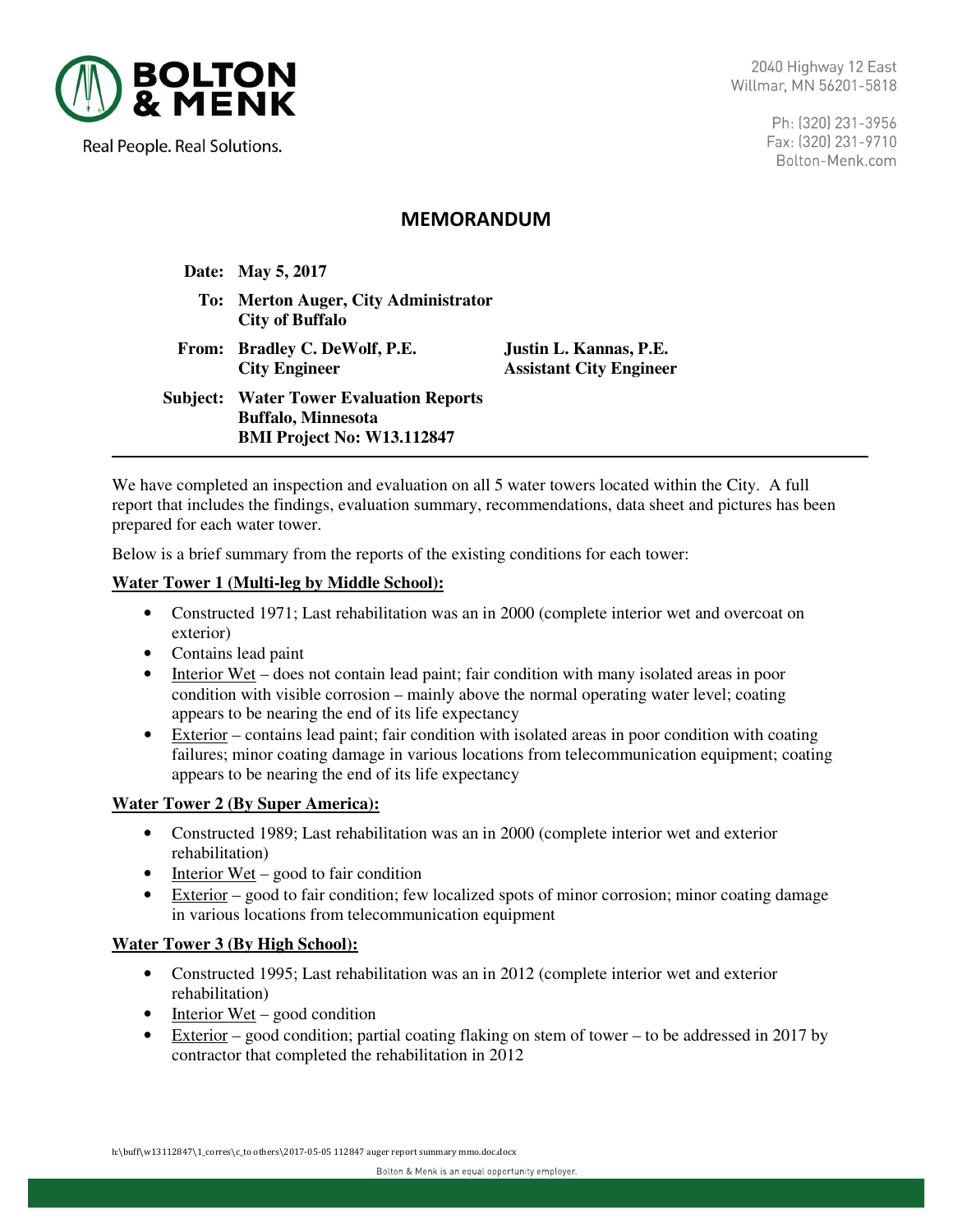**BOLTON & MENK**

Real People. Real Solutions.

2040 Highway 12 East
Willmar, MN 56201-5818

Ph: (320) 231-3956
Fax: (320) 231-9710
Bolton-Menk.com

# MEMORANDUM

**Date:** **May 5, 2017**

**To:** **Merton Auger, City Administrator**
**City of Buffalo**

**From:** **Bradley C. DeWolf, P.E.**
**City Engineer**

**Justin L. Kannas, P.E.**
**Assistant City Engineer**

**Subject:** **Water Tower Evaluation Reports**
**Buffalo, Minnesota**
**BMI Project No: W13.112847**

---

We have completed an inspection and evaluation on all 5 water towers located within the City. A full report that includes the findings, evaluation summary, recommendations, data sheet and pictures has been prepared for each water tower.

Below is a brief summary from the reports of the existing conditions for each tower:

**Water Tower 1 (Multi-leg by Middle School):**

- Constructed 1971; Last rehabilitation was an in 2000 (complete interior wet and overcoat on exterior)
- Contains lead paint
- Interior Wet – does not contain lead paint; fair condition with many isolated areas in poor condition with visible corrosion – mainly above the normal operating water level; coating appears to be nearing the end of its life expectancy
- Exterior – contains lead paint; fair condition with isolated areas in poor condition with coating failures; minor coating damage in various locations from telecommunication equipment; coating appears to be nearing the end of its life expectancy

**Water Tower 2 (By Super America):**

- Constructed 1989; Last rehabilitation was an in 2000 (complete interior wet and exterior rehabilitation)
- Interior Wet – good to fair condition
- Exterior – good to fair condition; few localized spots of minor corrosion; minor coating damage in various locations from telecommunication equipment

**Water Tower 3 (By High School):**

- Constructed 1995; Last rehabilitation was an in 2012 (complete interior wet and exterior rehabilitation)
- Interior Wet – good condition
- Exterior – good condition; partial coating flaking on stem of tower – to be addressed in 2017 by contractor that completed the rehabilitation in 2012

h:\buff\w13112847\1_corres\c_to others\2017-05-05 112847 auger report summary mmo.doc.docx

Bolton & Menk is an equal opportunity employer.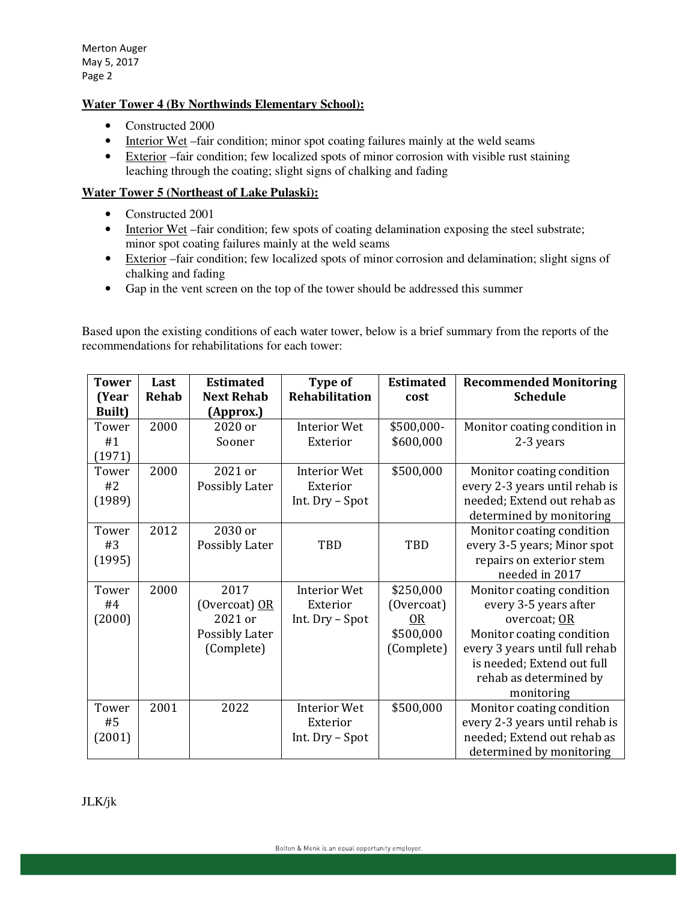Merton Auger
May 5, 2017
Page 2

**Water Tower 4 (By Northwinds Elementary School):**

- Constructed 2000
- Interior Wet –fair condition; minor spot coating failures mainly at the weld seams
- Exterior –fair condition; few localized spots of minor corrosion with visible rust staining leaching through the coating; slight signs of chalking and fading

**Water Tower 5 (Northeast of Lake Pulaski):**

- Constructed 2001
- Interior Wet –fair condition; few spots of coating delamination exposing the steel substrate; minor spot coating failures mainly at the weld seams
- Exterior –fair condition; few localized spots of minor corrosion and delamination; slight signs of chalking and fading
- Gap in the vent screen on the top of the tower should be addressed this summer

Based upon the existing conditions of each water tower, below is a brief summary from the reports of the recommendations for rehabilitations for each tower:

| Tower (Year Built) | Last Rehab | Estimated Next Rehab (Approx.) | Type of Rehabilitation | Estimated cost | Recommended Monitoring Schedule |
|---|---|---|---|---|---|
| Tower #1 (1971) | 2000 | 2020 or Sooner | Interior Wet Exterior | \$500,000-\$600,000 | Monitor coating condition in 2-3 years |
| Tower #2 (1989) | 2000 | 2021 or Possibly Later | Interior Wet Exterior Int. Dry – Spot | \$500,000 | Monitor coating condition every 2-3 years until rehab is needed; Extend out rehab as determined by monitoring |
| Tower #3 (1995) | 2012 | 2030 or Possibly Later | TBD | TBD | Monitor coating condition every 3-5 years; Minor spot repairs on exterior stem needed in 2017 |
| Tower #4 (2000) | 2000 | 2017 (Overcoat) OR 2021 or Possibly Later (Complete) | Interior Wet Exterior Int. Dry – Spot | \$250,000 (Overcoat) OR \$500,000 (Complete) | Monitor coating condition every 3-5 years after overcoat; OR Monitor coating condition every 3 years until full rehab is needed; Extend out full rehab as determined by monitoring |
| Tower #5 (2001) | 2001 | 2022 | Interior Wet Exterior Int. Dry – Spot | \$500,000 | Monitor coating condition every 2-3 years until rehab is needed; Extend out rehab as determined by monitoring |

JLK/jk

Bolton & Menk is an equal opportunity employer.